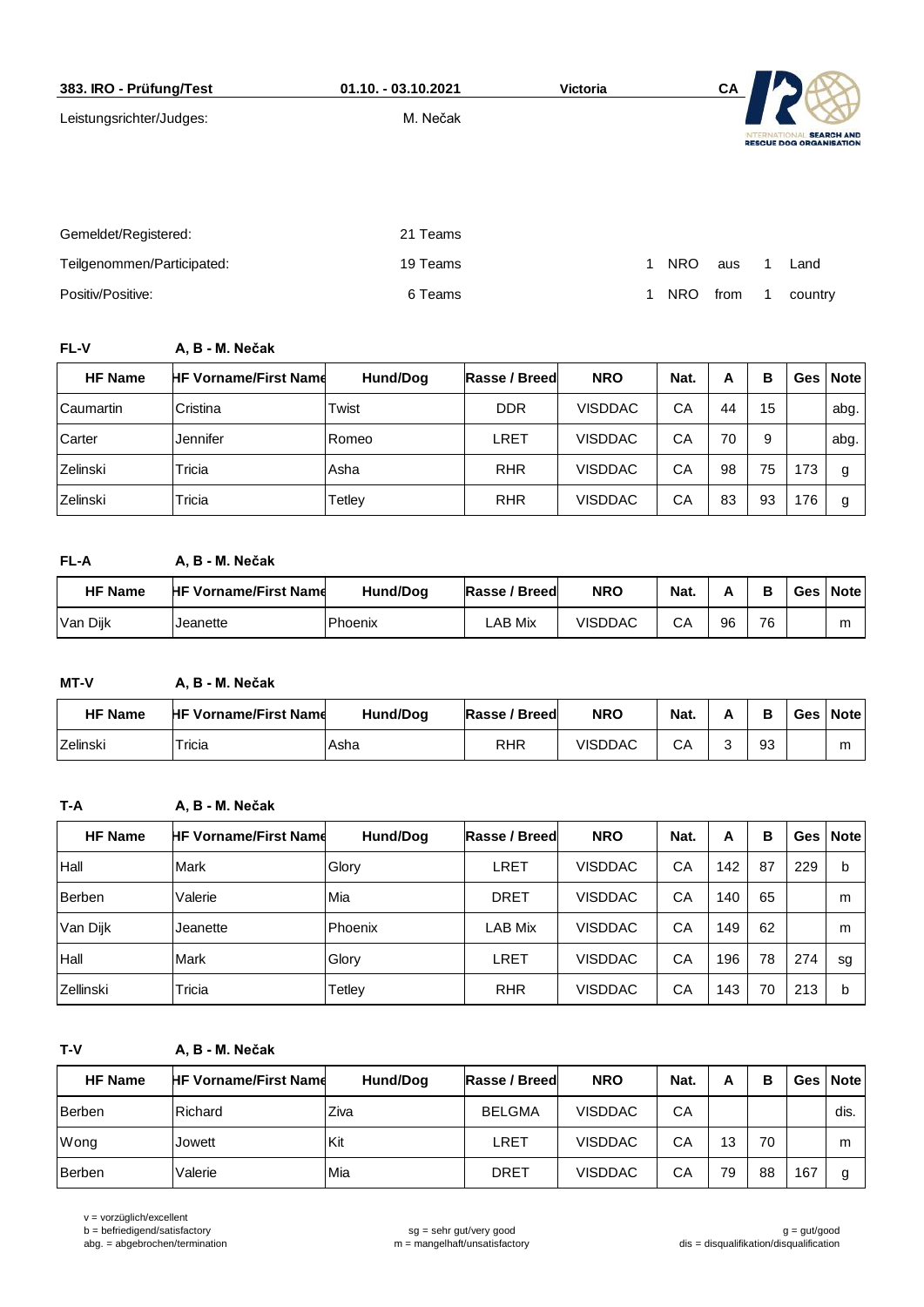**383. IRO - Prüfung/Test** | **01.10. - 03.10.2021** | **Victoria** | **CA**

Leistungsrichter/Judges: M. Nečak

INTERNATIONAL SEARCH AND RESCUE DOG ORGANISATION

| | | | | | | | |
|---|---|---|---|---|---|---|---|
| Gemeldet/Registered: | 21 Teams | | | | | | |
| Teilgenommen/Participated: | 19 Teams | 1 | NRO | aus | 1 | Land | |
| Positiv/Positive: | 6 Teams | 1 | NRO | from | 1 | country | |

**FL-V** **A, B - M. Nečak**

| HF Name | HF Vorname/First Name | Hund/Dog | Rasse / Breed | NRO | Nat. | A | B | Ges | Note |
|---|---|---|---|---|---|---|---|---|---|
| Caumartin | Cristina | Twist | DDR | VISDDAC | CA | 44 | 15 | | abg. |
| Carter | Jennifer | Romeo | LRET | VISDDAC | CA | 70 | 9 | | abg. |
| Zelinski | Tricia | Asha | RHR | VISDDAC | CA | 98 | 75 | 173 | g |
| Zelinski | Tricia | Tetley | RHR | VISDDAC | CA | 83 | 93 | 176 | g |

**FL-A** **A, B - M. Nečak**

| HF Name | HF Vorname/First Name | Hund/Dog | Rasse / Breed | NRO | Nat. | A | B | Ges | Note |
|---|---|---|---|---|---|---|---|---|---|
| Van Dijk | Jeanette | Phoenix | LAB Mix | VISDDAC | CA | 96 | 76 | | m |

**MT-V** **A, B - M. Nečak**

| HF Name | HF Vorname/First Name | Hund/Dog | Rasse / Breed | NRO | Nat. | A | B | Ges | Note |
|---|---|---|---|---|---|---|---|---|---|
| Zelinski | Tricia | Asha | RHR | VISDDAC | CA | 3 | 93 | | m |

**T-A** **A, B - M. Nečak**

| HF Name | HF Vorname/First Name | Hund/Dog | Rasse / Breed | NRO | Nat. | A | B | Ges | Note |
|---|---|---|---|---|---|---|---|---|---|
| Hall | Mark | Glory | LRET | VISDDAC | CA | 142 | 87 | 229 | b |
| Berben | Valerie | Mia | DRET | VISDDAC | CA | 140 | 65 | | m |
| Van Dijk | Jeanette | Phoenix | LAB Mix | VISDDAC | CA | 149 | 62 | | m |
| Hall | Mark | Glory | LRET | VISDDAC | CA | 196 | 78 | 274 | sg |
| Zellinski | Tricia | Tetley | RHR | VISDDAC | CA | 143 | 70 | 213 | b |

**T-V** **A, B - M. Nečak**

| HF Name | HF Vorname/First Name | Hund/Dog | Rasse / Breed | NRO | Nat. | A | B | Ges | Note |
|---|---|---|---|---|---|---|---|---|---|
| Berben | Richard | Ziva | BELGMA | VISDDAC | CA | | | | dis. |
| Wong | Jowett | Kit | LRET | VISDDAC | CA | 13 | 70 | | m |
| Berben | Valerie | Mia | DRET | VISDDAC | CA | 79 | 88 | 167 | g |

v = vorzüglich/excellent
b = befriedigend/satisfactory
abg. = abgebrochen/termination
sg = sehr gut/very good
m = mangelhaft/unsatisfactory
g = gut/good
dis = disqualifikation/disqualification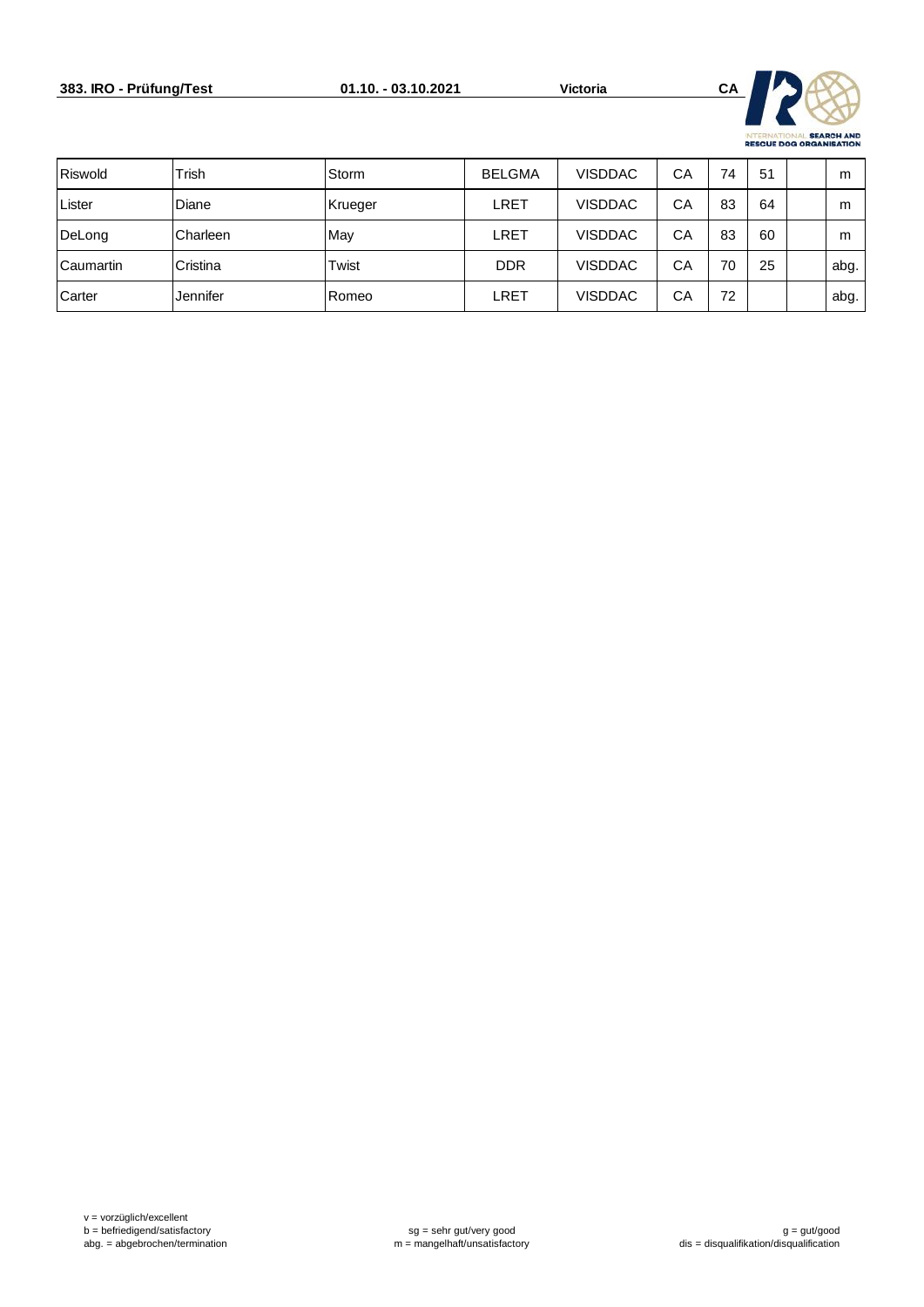| | | | | | | | | | |
|---|---|---|---|---|---|---|---|---|---|
| Riswold | Trish | Storm | BELGMA | VISDDAC | CA | 74 | 51 | | m |
| Lister | Diane | Krueger | LRET | VISDDAC | CA | 83 | 64 | | m |
| DeLong | Charleen | May | LRET | VISDDAC | CA | 83 | 60 | | m |
| Caumartin | Cristina | Twist | DDR | VISDDAC | CA | 70 | 25 | | abg. |
| Carter | Jennifer | Romeo | LRET | VISDDAC | CA | 72 | | | abg. |

v = vorzüglich/excellent
b = befriedigend/satisfactory
abg. = abgebrochen/termination

sg = sehr gut/very good
m = mangelhaft/unsatisfactory

g = gut/good
dis = disqualifikation/disqualification